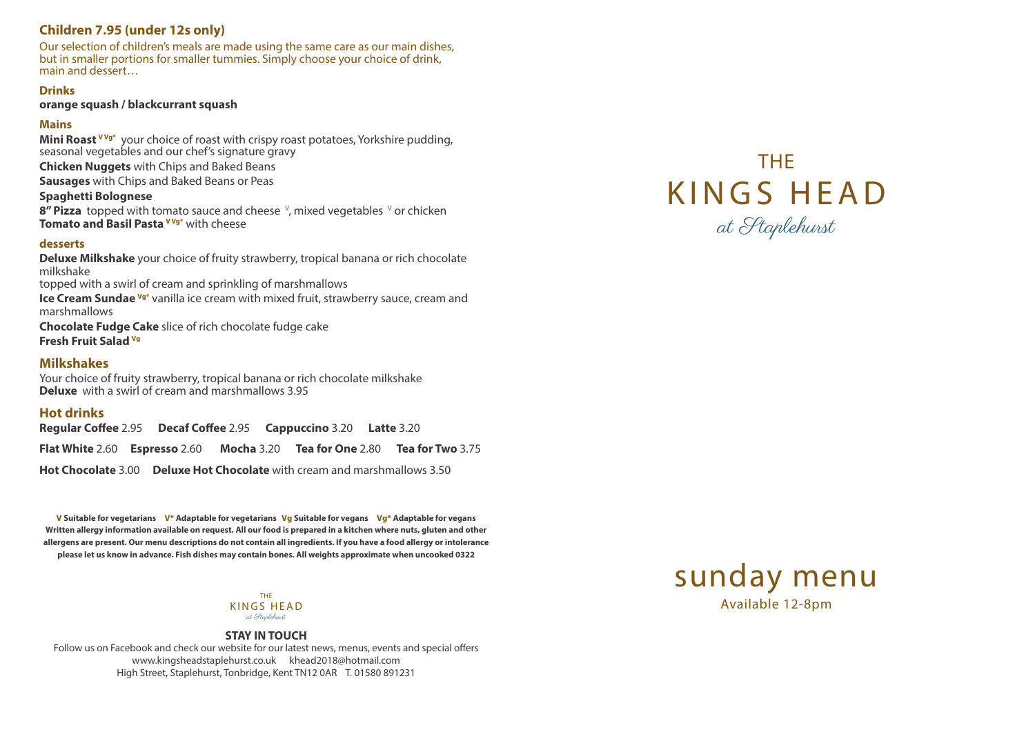## Children 7.95 (under 12s only)

Our selection of children's meals are made using the same care as our main dishes, but in smaller portions for smaller tummies. Simply choose your choice of drink, main and dessert…

### Drinks

**orange squash / blackcurrant squash**

### Mains

**Mini Roast** V Vg* your choice of roast with crispy roast potatoes, Yorkshire pudding, seasonal vegetables and our chef's signature gravy

**Chicken Nuggets** with Chips and Baked Beans

**Sausages** with Chips and Baked Beans or Peas

**Spaghetti Bolognese**

**8" Pizza** topped with tomato sauce and cheese V, mixed vegetables V or chicken

**Tomato and Basil Pasta** V Vg* with cheese

### desserts

**Deluxe Milkshake** your choice of fruity strawberry, tropical banana or rich chocolate milkshake
topped with a swirl of cream and sprinkling of marshmallows

**Ice Cream Sundae** Vg* vanilla ice cream with mixed fruit, strawberry sauce, cream and marshmallows

**Chocolate Fudge Cake** slice of rich chocolate fudge cake

**Fresh Fruit Salad** Vg

## Milkshakes

Your choice of fruity strawberry, tropical banana or rich chocolate milkshake
**Deluxe** with a swirl of cream and marshmallows 3.95

## Hot drinks

**Regular Coffee** 2.95 **Decaf Coffee** 2.95 **Cappuccino** 3.20 **Latte** 3.20

**Flat White** 2.60 **Espresso** 2.60 **Mocha** 3.20 **Tea for One** 2.80 **Tea for Two** 3.75

**Hot Chocolate** 3.00 **Deluxe Hot Chocolate** with cream and marshmallows 3.50

**V Suitable for vegetarians V* Adaptable for vegetarians Vg Suitable for vegans Vg* Adaptable for vegans
Written allergy information available on request. All our food is prepared in a kitchen where nuts, gluten and other allergens are present. Our menu descriptions do not contain all ingredients. If you have a food allergy or intolerance please let us know in advance. Fish dishes may contain bones. All weights approximate when uncooked 0322**

THE KINGS HEAD *at Staplehurst*

**STAY IN TOUCH**

Follow us on Facebook and check our website for our latest news, menus, events and special offers
www.kingsheadstaplehurst.co.uk khead2018@hotmail.com
High Street, Staplehurst, Tonbridge, Kent TN12 0AR T. 01580 891231

# THE KINGS HEAD
*at Staplehurst*

# sunday menu

Available 12-8pm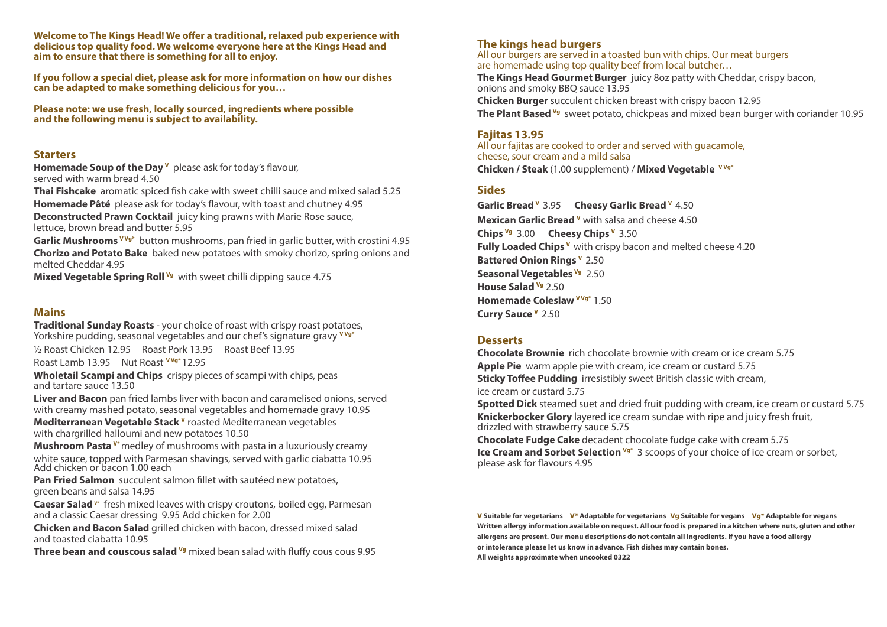**Welcome to The Kings Head! We offer a traditional, relaxed pub experience with delicious top quality food. We welcome everyone here at the Kings Head and aim to ensure that there is something for all to enjoy.**

**If you follow a special diet, please ask for more information on how our dishes can be adapted to make something delicious for you…**

**Please note: we use fresh, locally sourced, ingredients where possible and the following menu is subject to availability.**

## Starters

**Homemade Soup of the Day** V please ask for today's flavour, served with warm bread 4.50

**Thai Fishcake** aromatic spiced fish cake with sweet chilli sauce and mixed salad 5.25

**Homemade Pâté** please ask for today's flavour, with toast and chutney 4.95

**Deconstructed Prawn Cocktail** juicy king prawns with Marie Rose sauce, lettuce, brown bread and butter 5.95

**Garlic Mushrooms** V Vg* button mushrooms, pan fried in garlic butter, with crostini 4.95

**Chorizo and Potato Bake** baked new potatoes with smoky chorizo, spring onions and melted Cheddar 4.95

**Mixed Vegetable Spring Roll** Vg with sweet chilli dipping sauce 4.75

## Mains

**Traditional Sunday Roasts** - your choice of roast with crispy roast potatoes, Yorkshire pudding, seasonal vegetables and our chef's signature gravy V Vg*

½ Roast Chicken 12.95 Roast Pork 13.95 Roast Beef 13.95

Roast Lamb 13.95 Nut Roast V Vg* 12.95

**Wholetail Scampi and Chips** crispy pieces of scampi with chips, peas and tartare sauce 13.50

**Liver and Bacon** pan fried lambs liver with bacon and caramelised onions, served with creamy mashed potato, seasonal vegetables and homemade gravy 10.95

**Mediterranean Vegetable Stack** V roasted Mediterranean vegetables with chargrilled halloumi and new potatoes 10.50

**Mushroom Pasta** V* medley of mushrooms with pasta in a luxuriously creamy white sauce, topped with Parmesan shavings, served with garlic ciabatta 10.95 Add chicken or bacon 1.00 each

**Pan Fried Salmon** succulent salmon fillet with sautéed new potatoes, green beans and salsa 14.95

**Caesar Salad** V* fresh mixed leaves with crispy croutons, boiled egg, Parmesan and a classic Caesar dressing 9.95 Add chicken for 2.00

**Chicken and Bacon Salad** grilled chicken with bacon, dressed mixed salad and toasted ciabatta 10.95

**Three bean and couscous salad** Vg mixed bean salad with fluffy cous cous 9.95

## The kings head burgers

All our burgers are served in a toasted bun with chips. Our meat burgers are homemade using top quality beef from local butcher…

**The Kings Head Gourmet Burger** juicy 8oz patty with Cheddar, crispy bacon, onions and smoky BBQ sauce 13.95

**Chicken Burger** succulent chicken breast with crispy bacon 12.95

**The Plant Based** Vg sweet potato, chickpeas and mixed bean burger with coriander 10.95

## Fajitas 13.95

All our fajitas are cooked to order and served with guacamole, cheese, sour cream and a mild salsa

**Chicken / Steak** (1.00 supplement) / **Mixed Vegetable** V Vg*

## Sides

**Garlic Bread** V 3.95 **Cheesy Garlic Bread** V 4.50

**Mexican Garlic Bread** V with salsa and cheese 4.50

**Chips** Vg 3.00 **Cheesy Chips** V 3.50

**Fully Loaded Chips** V with crispy bacon and melted cheese 4.20

**Battered Onion Rings** V 2.50

**Seasonal Vegetables** Vg 2.50

**House Salad** Vg 2.50

**Homemade Coleslaw** V Vg* 1.50

**Curry Sauce** V 2.50

## Desserts

**Chocolate Brownie** rich chocolate brownie with cream or ice cream 5.75

**Apple Pie** warm apple pie with cream, ice cream or custard 5.75

**Sticky Toffee Pudding** irresistibly sweet British classic with cream, ice cream or custard 5.75

**Spotted Dick** steamed suet and dried fruit pudding with cream, ice cream or custard 5.75

**Knickerbocker Glory** layered ice cream sundae with ripe and juicy fresh fruit, drizzled with strawberry sauce 5.75

**Chocolate Fudge Cake** decadent chocolate fudge cake with cream 5.75

**Ice Cream and Sorbet Selection** Vg* 3 scoops of your choice of ice cream or sorbet, please ask for flavours 4.95

**V Suitable for vegetarians V* Adaptable for vegetarians Vg Suitable for vegans Vg* Adaptable for vegans**
**Written allergy information available on request. All our food is prepared in a kitchen where nuts, gluten and other allergens are present. Our menu descriptions do not contain all ingredients. If you have a food allergy or intolerance please let us know in advance. Fish dishes may contain bones.**
**All weights approximate when uncooked 0322**